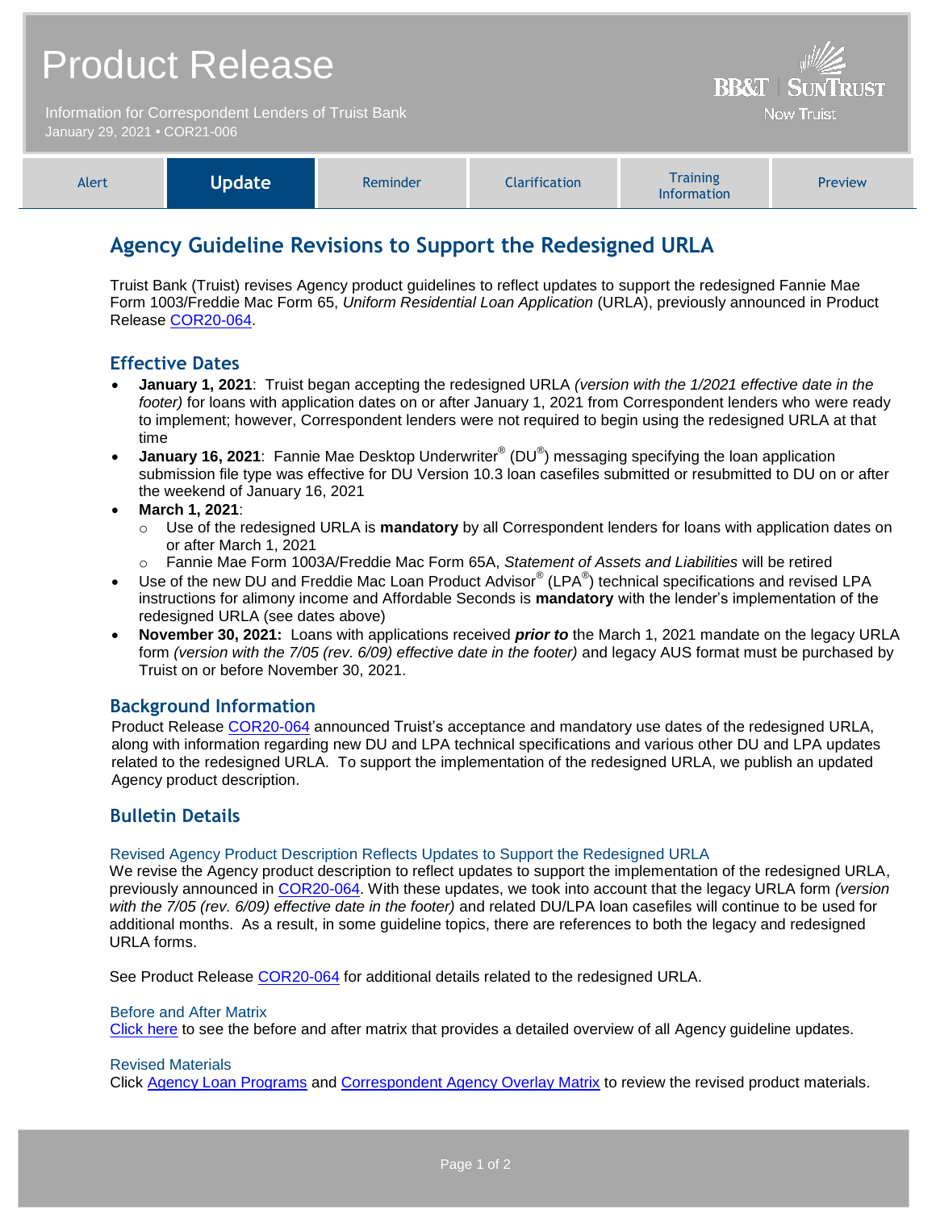# Product Release

Information for Correspondent Lenders of Truist Bank
January 29, 2021 • COR21-006

BB&T | SunTrust
Now Truist

| Alert | **Update** | Reminder | Clarification | Training Information | Preview |
|---|---|---|---|---|---|

## Agency Guideline Revisions to Support the Redesigned URLA

Truist Bank (Truist) revises Agency product guidelines to reflect updates to support the redesigned Fannie Mae Form 1003/Freddie Mac Form 65, *Uniform Residential Loan Application* (URLA), previously announced in Product Release COR20-064.

### Effective Dates

- **January 1, 2021**: Truist began accepting the redesigned URLA *(version with the 1/2021 effective date in the footer)* for loans with application dates on or after January 1, 2021 from Correspondent lenders who were ready to implement; however, Correspondent lenders were not required to begin using the redesigned URLA at that time
- **January 16, 2021**: Fannie Mae Desktop Underwriter® (DU®) messaging specifying the loan application submission file type was effective for DU Version 10.3 loan casefiles submitted or resubmitted to DU on or after the weekend of January 16, 2021
- **March 1, 2021**:
  - Use of the redesigned URLA is **mandatory** by all Correspondent lenders for loans with application dates on or after March 1, 2021
  - Fannie Mae Form 1003A/Freddie Mac Form 65A, *Statement of Assets and Liabilities* will be retired
- Use of the new DU and Freddie Mac Loan Product Advisor® (LPA®) technical specifications and revised LPA instructions for alimony income and Affordable Seconds is **mandatory** with the lender's implementation of the redesigned URLA (see dates above)
- **November 30, 2021:** Loans with applications received ***prior to*** the March 1, 2021 mandate on the legacy URLA form *(version with the 7/05 (rev. 6/09) effective date in the footer)* and legacy AUS format must be purchased by Truist on or before November 30, 2021.

### Background Information

Product Release COR20-064 announced Truist's acceptance and mandatory use dates of the redesigned URLA, along with information regarding new DU and LPA technical specifications and various other DU and LPA updates related to the redesigned URLA. To support the implementation of the redesigned URLA, we publish an updated Agency product description.

### Bulletin Details

#### Revised Agency Product Description Reflects Updates to Support the Redesigned URLA

We revise the Agency product description to reflect updates to support the implementation of the redesigned URLA, previously announced in COR20-064. With these updates, we took into account that the legacy URLA form *(version with the 7/05 (rev. 6/09) effective date in the footer)* and related DU/LPA loan casefiles will continue to be used for additional months. As a result, in some guideline topics, there are references to both the legacy and redesigned URLA forms.

See Product Release COR20-064 for additional details related to the redesigned URLA.

#### Before and After Matrix

Click here to see the before and after matrix that provides a detailed overview of all Agency guideline updates.

#### Revised Materials

Click Agency Loan Programs and Correspondent Agency Overlay Matrix to review the revised product materials.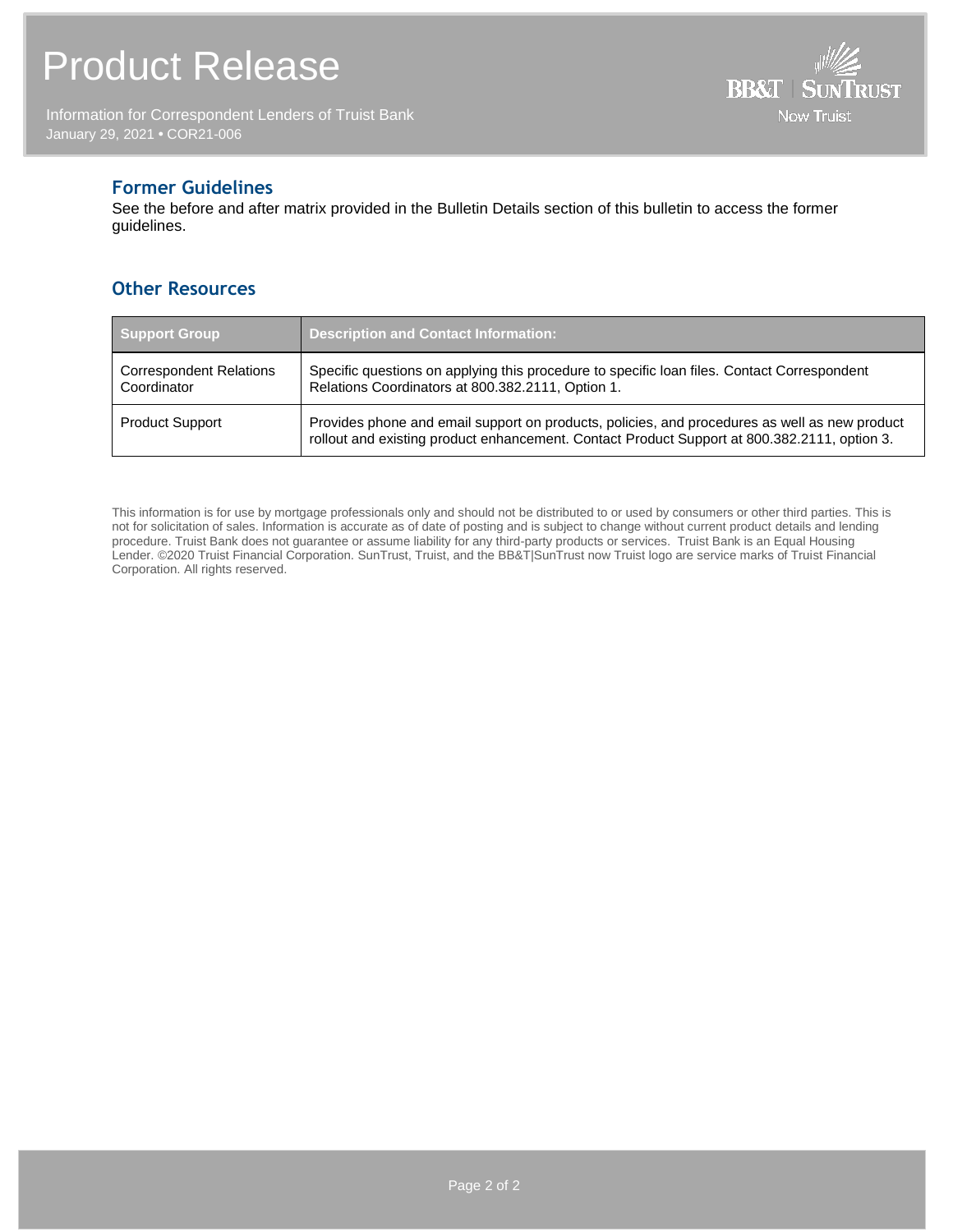## Former Guidelines

See the before and after matrix provided in the Bulletin Details section of this bulletin to access the former guidelines.

## Other Resources

| Support Group | Description and Contact Information: |
|---|---|
| Correspondent Relations Coordinator | Specific questions on applying this procedure to specific loan files. Contact Correspondent Relations Coordinators at 800.382.2111, Option 1. |
| Product Support | Provides phone and email support on products, policies, and procedures as well as new product rollout and existing product enhancement. Contact Product Support at 800.382.2111, option 3. |

This information is for use by mortgage professionals only and should not be distributed to or used by consumers or other third parties. This is not for solicitation of sales. Information is accurate as of date of posting and is subject to change without current product details and lending procedure. Truist Bank does not guarantee or assume liability for any third-party products or services. Truist Bank is an Equal Housing Lender. ©2020 Truist Financial Corporation. SunTrust, Truist, and the BB&T|SunTrust now Truist logo are service marks of Truist Financial Corporation. All rights reserved.